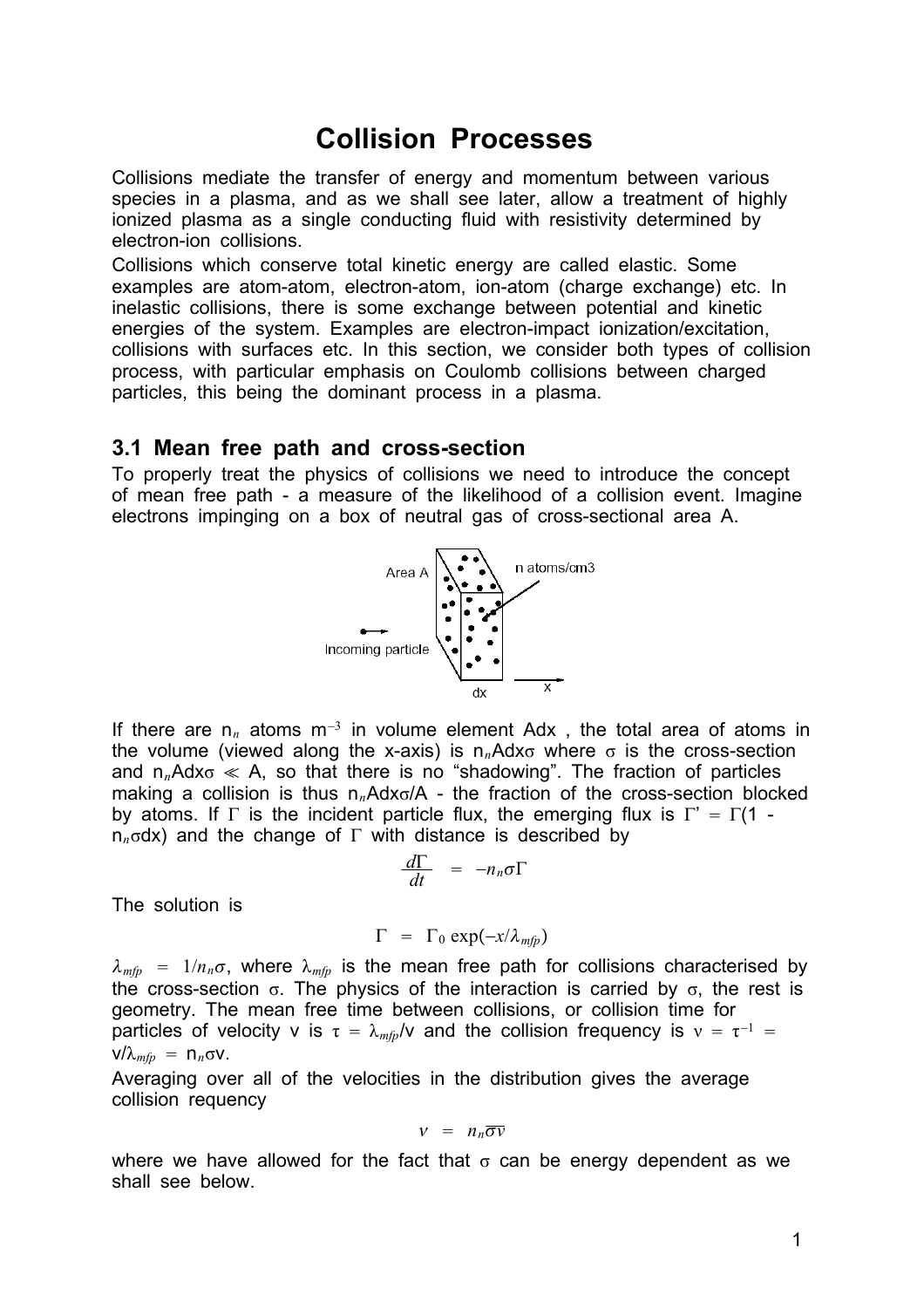# Collision Processes

Collisions mediate the transfer of energy and momentum between various species in a plasma, and as we shall see later, allow a treatment of highly ionized plasma as a single conducting fluid with resistivity determined by electron-ion collisions.

Collisions which conserve total kinetic energy are called elastic. Some examples are atom-atom, electron-atom, ion-atom (charge exchange) etc. In inelastic collisions, there is some exchange between potential and kinetic energies of the system. Examples are electron-impact ionization/excitation, collisions with surfaces etc. In this section, we consider both types of collision process, with particular emphasis on Coulomb collisions between charged particles, this being the dominant process in a plasma.

## 3.1 Mean free path and cross-section

To properly treat the physics of collisions we need to introduce the concept of mean free path - a measure of the likelihood of a collision event. Imagine electrons impinging on a box of neutral gas of cross-sectional area A.

Area A

n atoms/cm3

Incoming particle

dx

x

If there are $n_n$ atoms $m^{-3}$ in volume element Adx , the total area of atoms in the volume (viewed along the x-axis) is $n_n A dx \sigma$ where $\sigma$ is the cross-section and $n_n A dx \sigma \ll A$, so that there is no "shadowing". The fraction of particles making a collision is thus $n_n A dx \sigma / A$ - the fraction of the cross-section blocked by atoms. If $\Gamma$ is the incident particle flux, the emerging flux is $\Gamma' = \Gamma(1 - n_n \sigma dx)$ and the change of $\Gamma$ with distance is described by

$$\frac{d\Gamma}{dt} = -n_n \sigma \Gamma$$

The solution is

$$\Gamma = \Gamma_0 \exp(-x/\lambda_{mfp})$$

$\lambda_{mfp} = 1/n_n\sigma$, where $\lambda_{mfp}$ is the mean free path for collisions characterised by the cross-section $\sigma$. The physics of the interaction is carried by $\sigma$, the rest is geometry. The mean free time between collisions, or collision time for particles of velocity v is $\tau = \lambda_{mfp}/v$ and the collision frequency is $\nu = \tau^{-1} = v/\lambda_{mfp} = n_n \sigma v$.

Averaging over all of the velocities in the distribution gives the average collision requency

$$\nu = n_n \overline{\sigma v}$$

where we have allowed for the fact that $\sigma$ can be energy dependent as we shall see below.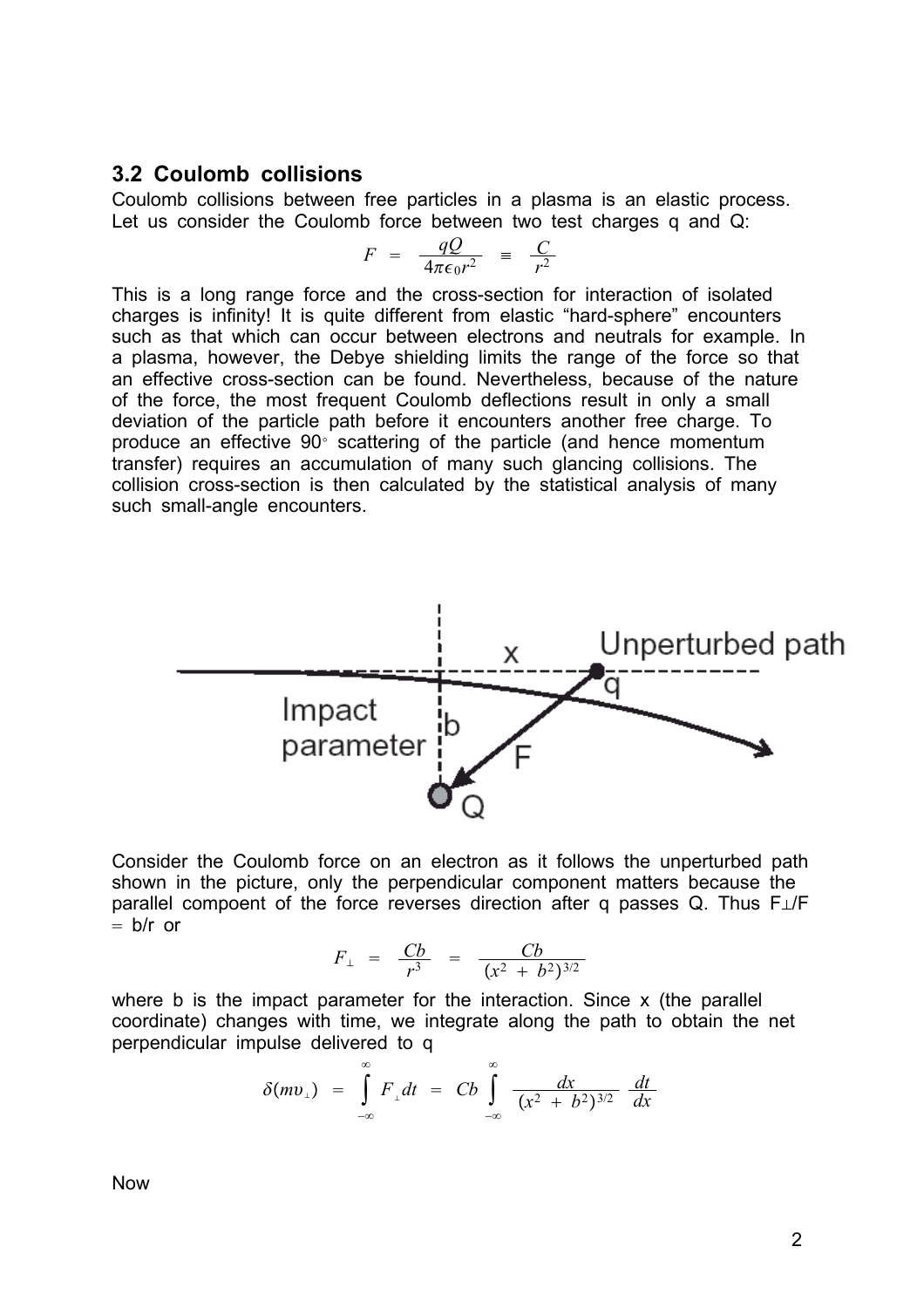### 3.2 Coulomb collisions

Coulomb collisions between free particles in a plasma is an elastic process. Let us consider the Coulomb force between two test charges q and Q:

$$F = \frac{qQ}{4\pi\epsilon_0 r^2} \equiv \frac{C}{r^2}$$

This is a long range force and the cross-section for interaction of isolated charges is infinity! It is quite different from elastic "hard-sphere" encounters such as that which can occur between electrons and neutrals for example. In a plasma, however, the Debye shielding limits the range of the force so that an effective cross-section can be found. Nevertheless, because of the nature of the force, the most frequent Coulomb deflections result in only a small deviation of the particle path before it encounters another free charge. To produce an effective 90$^\circ$ scattering of the particle (and hence momentum transfer) requires an accumulation of many such glancing collisions. The collision cross-section is then calculated by the statistical analysis of many such small-angle encounters.

x

Unperturbed path

q

Impact parameter

b

F

Q

Consider the Coulomb force on an electron as it follows the unperturbed path shown in the picture, only the perpendicular component matters because the parallel compoent of the force reverses direction after q passes Q. Thus $F_\perp/F = b/r$ or

$$F_\perp = \frac{Cb}{r^3} = \frac{Cb}{(x^2 + b^2)^{3/2}}$$

where b is the impact parameter for the interaction. Since x (the parallel coordinate) changes with time, we integrate along the path to obtain the net perpendicular impulse delivered to q

$$\delta(mv_\perp) = \int_{-\infty}^{\infty} F_\perp dt = Cb \int_{-\infty}^{\infty} \frac{dx}{(x^2 + b^2)^{3/2}} \frac{dt}{dx}$$

Now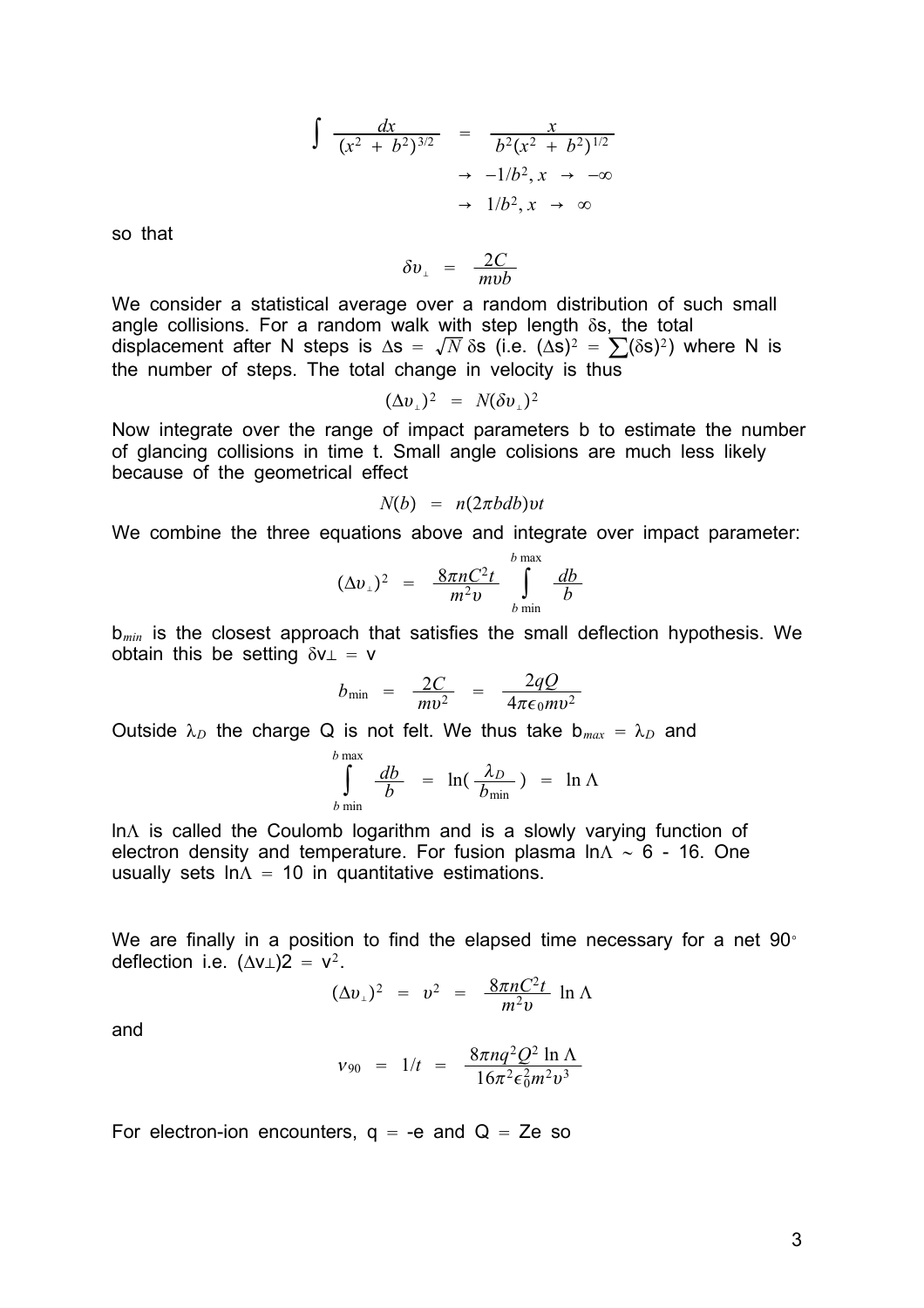$$\int \frac{dx}{(x^2 + b^2)^{3/2}} = \frac{x}{b^2(x^2 + b^2)^{1/2}}$$

$$\rightarrow -1/b^2, x \rightarrow -\infty$$

$$\rightarrow 1/b^2, x \rightarrow \infty$$

so that

$$\delta v_{\perp} = \frac{2C}{mvb}$$

We consider a statistical average over a random distribution of such small angle collisions. For a random walk with step length δs, the total displacement after N steps is $\Delta s = \sqrt{N}\,\delta s$ (i.e. $(\Delta s)^2 = \sum(\delta s)^2$) where N is the number of steps. The total change in velocity is thus

$$(\Delta v_{\perp})^2 = N(\delta v_{\perp})^2$$

Now integrate over the range of impact parameters b to estimate the number of glancing collisions in time t. Small angle colisions are much less likely because of the geometrical effect

$$N(b) = n(2\pi b db)vt$$

We combine the three equations above and integrate over impact parameter:

$$(\Delta v_{\perp})^2 = \frac{8\pi n C^2 t}{m^2 v} \int_{b\,\min}^{b\,\max} \frac{db}{b}$$

$b_{min}$ is the closest approach that satisfies the small deflection hypothesis. We obtain this be setting $\delta v_{\perp} = v$

$$b_{\min} = \frac{2C}{mv^2} = \frac{2qQ}{4\pi\epsilon_0 m v^2}$$

Outside $\lambda_D$ the charge Q is not felt. We thus take $b_{max} = \lambda_D$ and

$$\int_{b\,\min}^{b\,\max} \frac{db}{b} = \ln\left(\frac{\lambda_D}{b_{\min}}\right) = \ln\Lambda$$

$\ln\Lambda$ is called the Coulomb logarithm and is a slowly varying function of electron density and temperature. For fusion plasma $\ln\Lambda \sim 6 - 16$. One usually sets $\ln\Lambda = 10$ in quantitative estimations.

We are finally in a position to find the elapsed time necessary for a net 90° deflection i.e. $(\Delta v_{\perp})^2 = v^2$.

$$(\Delta v_{\perp})^2 = v^2 = \frac{8\pi n C^2 t}{m^2 v} \ln\Lambda$$

and

$$\nu_{90} = 1/t = \frac{8\pi n q^2 Q^2 \ln\Lambda}{16\pi^2 \epsilon_0^2 m^2 v^3}$$

For electron-ion encounters, q = -e and Q = Ze so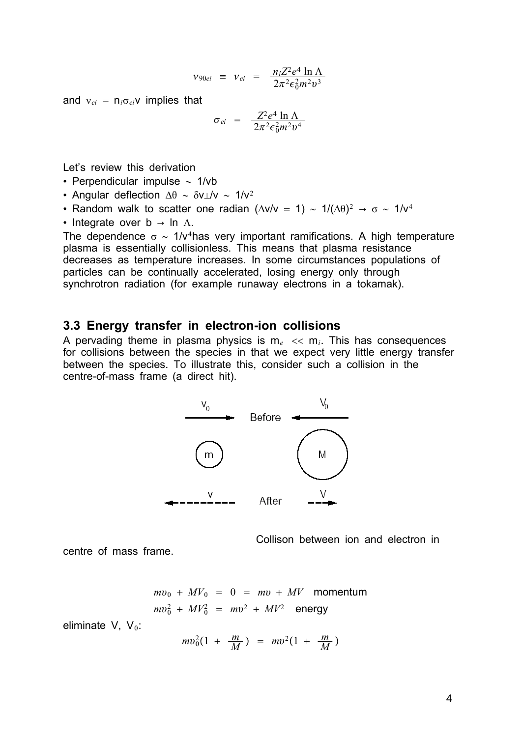$$\nu_{90ei} \equiv \nu_{ei} = \frac{n_i Z^2 e^4 \ln \Lambda}{2\pi^2 \epsilon_0^2 m^2 v^3}$$

and $\nu_{ei} = n_i \sigma_{ei} v$ implies that

$$\sigma_{ei} = \frac{Z^2 e^4 \ln \Lambda}{2\pi^2 \epsilon_0^2 m^2 v^4}$$

Let's review this derivation

- Perpendicular impulse $\sim 1/vb$
- Angular deflection $\Delta\theta \sim \delta v_\perp / v \sim 1/v^2$
- Random walk to scatter one radian ($\Delta v/v = 1$) $\sim 1/(\Delta\theta)^2 \rightarrow \sigma \sim 1/v^4$
- Integrate over $b \rightarrow \ln \Lambda$.

The dependence $\sigma \sim 1/v^4$ has very important ramifications. A high temperature plasma is essentially collisionless. This means that plasma resistance decreases as temperature increases. In some circumstances populations of particles can be continually accelerated, losing energy only through synchrotron radiation (for example runaway electrons in a tokamak).

## 3.3 Energy transfer in electron-ion collisions

A pervading theme in plasma physics is $m_e \ll m_i$. This has consequences for collisions between the species in that we expect very little energy transfer between the species. To illustrate this, consider such a collision in the centre-of-mass frame (a direct hit).

$V_0$

Before

$V_0$

m

M

v

After

V

Collison between ion and electron in centre of mass frame.

$$mv_0 + MV_0 = 0 = mv + MV \quad \text{momentum}$$

$$mv_0^2 + MV_0^2 = mv^2 + MV^2 \quad \text{energy}$$

eliminate V, $V_0$:

$$mv_0^2(1 + \frac{m}{M}) = mv^2(1 + \frac{m}{M})$$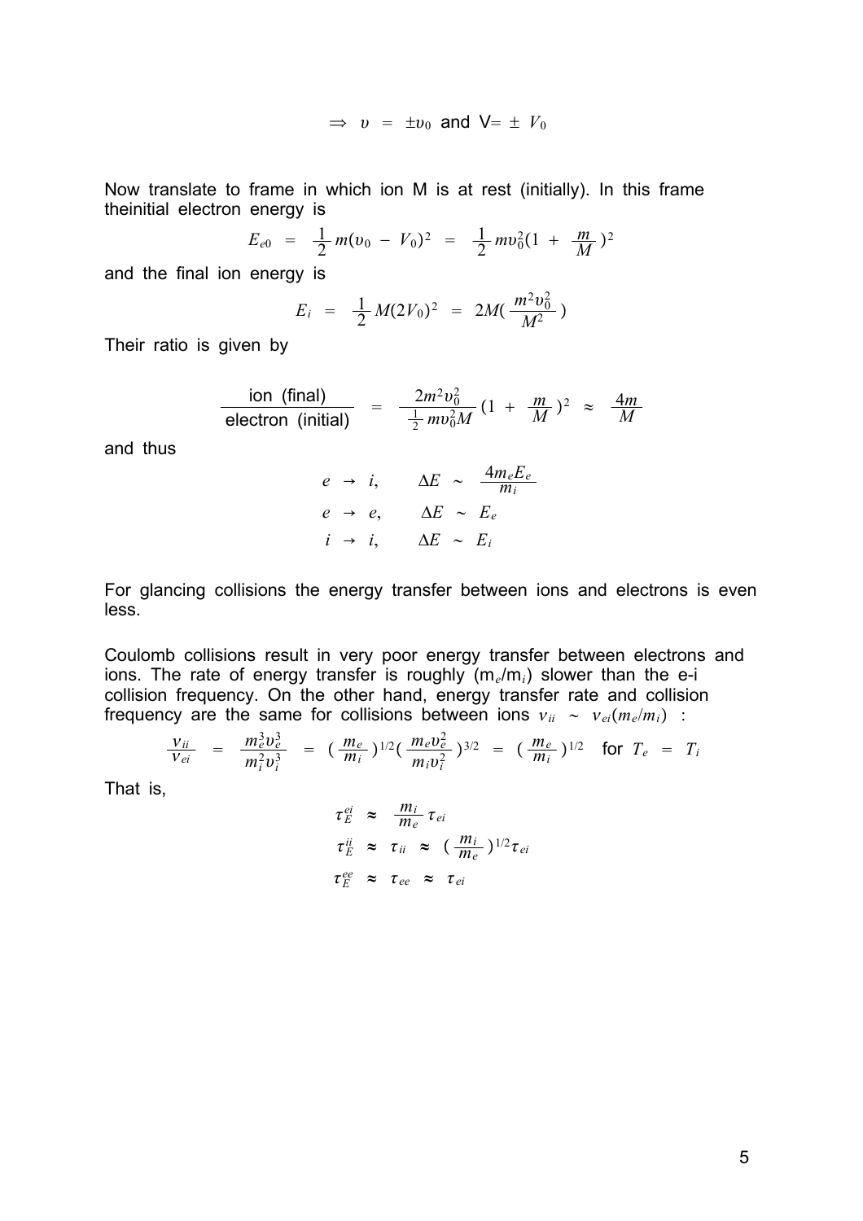$$\Rightarrow \ \upsilon \ = \ \pm\upsilon_0 \ \text{and} \ V = \pm \ V_0$$

Now translate to frame in which ion M is at rest (initially). In this frame theinitial electron energy is

$$E_{e0} \ = \ \frac{1}{2}\,m(\upsilon_0 \ - \ V_0)^2 \ = \ \frac{1}{2}\,m\upsilon_0^2(1 \ + \ \frac{m}{M}\,)^2$$

and the final ion energy is

$$E_i \ = \ \frac{1}{2}\,M(2V_0)^2 \ = \ 2M(\,\frac{m^2\upsilon_0^2}{M^2}\,)$$

Their ratio is given by

$$\frac{\text{ion (final)}}{\text{electron (initial)}} \ = \ \frac{2m^2\upsilon_0^2}{\frac{1}{2}\,m\upsilon_0^2 M}\,(1 \ + \ \frac{m}{M}\,)^2 \ \approx \ \frac{4m}{M}$$

and thus

$$e \ \rightarrow \ i, \qquad \Delta E \ \sim \ \frac{4m_e E_e}{m_i}$$

$$e \ \rightarrow \ e, \qquad \Delta E \ \sim \ E_e$$

$$i \ \rightarrow \ i, \qquad \Delta E \ \sim \ E_i$$

For glancing collisions the energy transfer between ions and electrons is even less.

Coulomb collisions result in very poor energy transfer between electrons and ions. The rate of energy transfer is roughly ($m_e/m_i$) slower than the e-i collision frequency. On the other hand, energy transfer rate and collision frequency are the same for collisions between ions $\nu_{ii} \ \sim \ \nu_{ei}(m_e/m_i)$ :

$$\frac{\nu_{ii}}{\nu_{ei}} \ = \ \frac{m_e^3\upsilon_e^3}{m_i^3\upsilon_i^3} \ = \ (\,\frac{m_e}{m_i}\,)^{1/2}(\,\frac{m_e\upsilon_e^2}{m_i\upsilon_i^2}\,)^{3/2} \ = \ (\,\frac{m_e}{m_i}\,)^{1/2} \quad \text{for } T_e \ = \ T_i$$

That is,

$$\tau_E^{ei} \ \approx \ \frac{m_i}{m_e}\,\tau_{ei}$$

$$\tau_E^{ii} \ \approx \ \tau_{ii} \ \approx \ (\,\frac{m_i}{m_e}\,)^{1/2}\tau_{ei}$$

$$\tau_E^{ee} \ \approx \ \tau_{ee} \ \approx \ \tau_{ei}$$